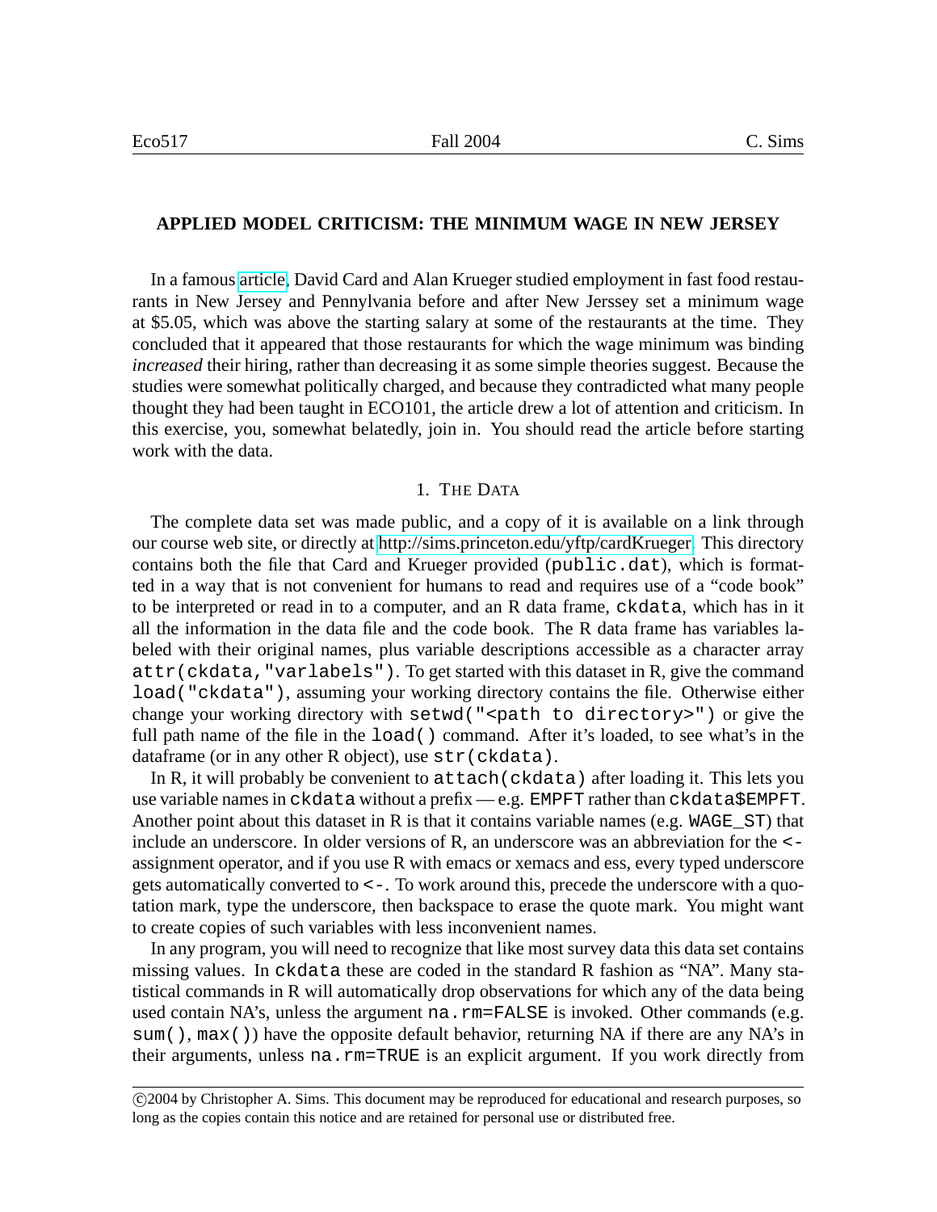**APPLIED MODEL CRITICISM: THE MINIMUM WAGE IN NEW JERSEY**

In a famous article, David Card and Alan Krueger studied employment in fast food restaurants in New Jersey and Pennylvania before and after New Jerssey set a minimum wage at $5.05, which was above the starting salary at some of the restaurants at the time. They concluded that it appeared that those restaurants for which the wage minimum was binding *increased* their hiring, rather than decreasing it as some simple theories suggest. Because the studies were somewhat politically charged, and because they contradicted what many people thought they had been taught in ECO101, the article drew a lot of attention and criticism. In this exercise, you, somewhat belatedly, join in. You should read the article before starting work with the data.

## 1. THE DATA

The complete data set was made public, and a copy of it is available on a link through our course web site, or directly at http://sims.princeton.edu/yftp/cardKrueger. This directory contains both the file that Card and Krueger provided (`public.dat`), which is formatted in a way that is not convenient for humans to read and requires use of a "code book" to be interpreted or read in to a computer, and an R data frame, `ckdata`, which has in it all the information in the data file and the code book. The R data frame has variables labeled with their original names, plus variable descriptions accessible as a character array `attr(ckdata,"varlabels")`. To get started with this dataset in R, give the command `load("ckdata")`, assuming your working directory contains the file. Otherwise either change your working directory with `setwd("<path to directory>")` or give the full path name of the file in the `load()` command. After it's loaded, to see what's in the dataframe (or in any other R object), use `str(ckdata)`.

In R, it will probably be convenient to `attach(ckdata)` after loading it. This lets you use variable names in `ckdata` without a prefix — e.g. `EMPFT` rather than `ckdata$EMPFT`. Another point about this dataset in R is that it contains variable names (e.g. `WAGE_ST`) that include an underscore. In older versions of R, an underscore was an abbreviation for the `<-` assignment operator, and if you use R with emacs or xemacs and ess, every typed underscore gets automatically converted to `<-`. To work around this, precede the underscore with a quotation mark, type the underscore, then backspace to erase the quote mark. You might want to create copies of such variables with less inconvenient names.

In any program, you will need to recognize that like most survey data this data set contains missing values. In `ckdata` these are coded in the standard R fashion as "NA". Many statistical commands in R will automatically drop observations for which any of the data being used contain NA's, unless the argument `na.rm=FALSE` is invoked. Other commands (e.g. `sum()`, `max()`) have the opposite default behavior, returning NA if there are any NA's in their arguments, unless `na.rm=TRUE` is an explicit argument. If you work directly from

©2004 by Christopher A. Sims. This document may be reproduced for educational and research purposes, so long as the copies contain this notice and are retained for personal use or distributed free.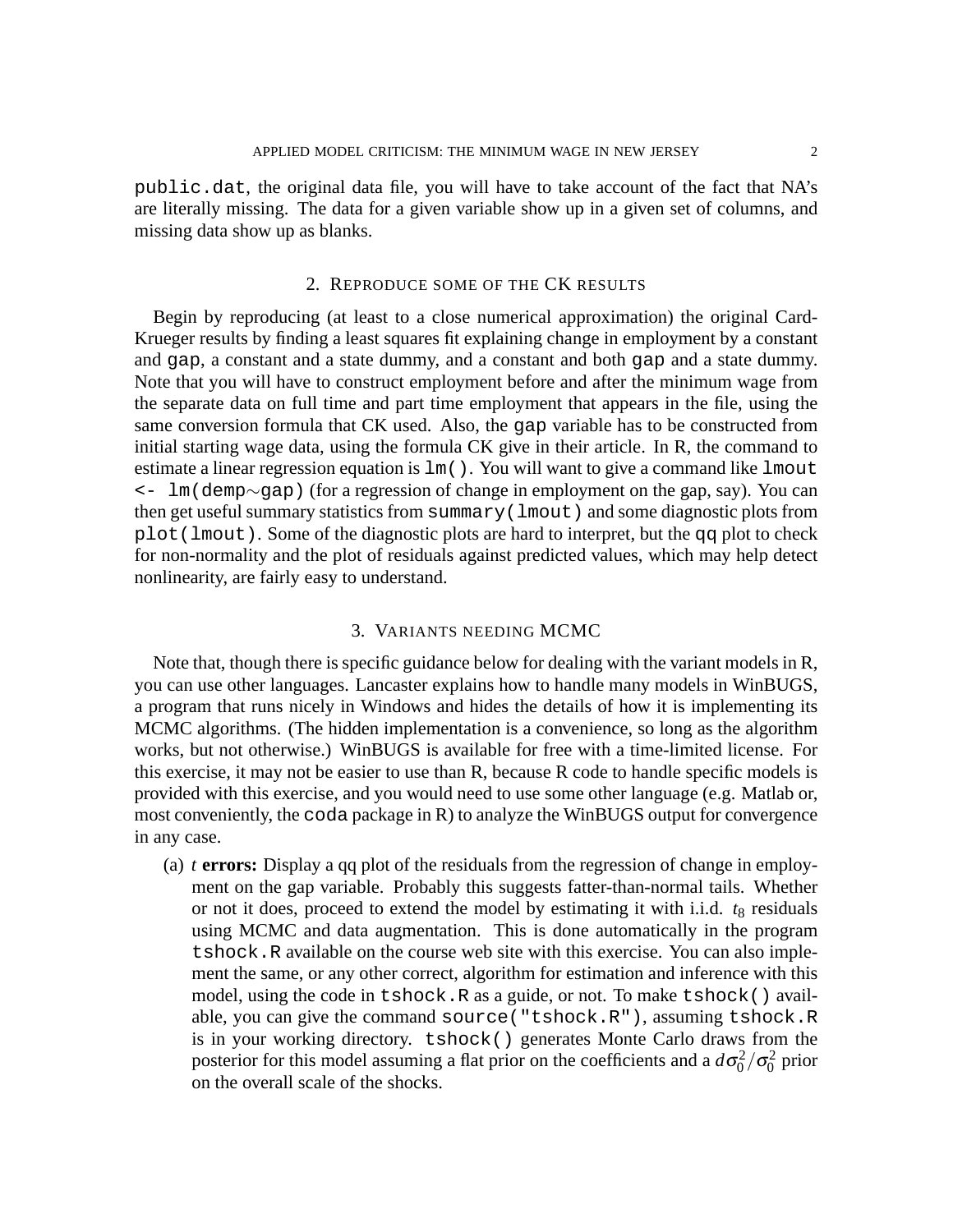`public.dat`, the original data file, you will have to take account of the fact that NA's are literally missing. The data for a given variable show up in a given set of columns, and missing data show up as blanks.

## 2. Reproduce some of the CK results

Begin by reproducing (at least to a close numerical approximation) the original Card-Krueger results by finding a least squares fit explaining change in employment by a constant and `gap`, a constant and a state dummy, and a constant and both `gap` and a state dummy. Note that you will have to construct employment before and after the minimum wage from the separate data on full time and part time employment that appears in the file, using the same conversion formula that CK used. Also, the `gap` variable has to be constructed from initial starting wage data, using the formula CK give in their article. In R, the command to estimate a linear regression equation is `lm()`. You will want to give a command like `lmout <- lm(demp~gap)` (for a regression of change in employment on the gap, say). You can then get useful summary statistics from `summary(lmout)` and some diagnostic plots from `plot(lmout)`. Some of the diagnostic plots are hard to interpret, but the `qq` plot to check for non-normality and the plot of residuals against predicted values, which may help detect nonlinearity, are fairly easy to understand.

## 3. Variants needing MCMC

Note that, though there is specific guidance below for dealing with the variant models in R, you can use other languages. Lancaster explains how to handle many models in WinBUGS, a program that runs nicely in Windows and hides the details of how it is implementing its MCMC algorithms. (The hidden implementation is a convenience, so long as the algorithm works, but not otherwise.) WinBUGS is available for free with a time-limited license. For this exercise, it may not be easier to use than R, because R code to handle specific models is provided with this exercise, and you would need to use some other language (e.g. Matlab or, most conveniently, the `coda` package in R) to analyze the WinBUGS output for convergence in any case.

(a) ***t* errors:** Display a qq plot of the residuals from the regression of change in employment on the gap variable. Probably this suggests fatter-than-normal tails. Whether or not it does, proceed to extend the model by estimating it with i.i.d. $t_8$ residuals using MCMC and data augmentation. This is done automatically in the program `tshock.R` available on the course web site with this exercise. You can also implement the same, or any other correct, algorithm for estimation and inference with this model, using the code in `tshock.R` as a guide, or not. To make `tshock()` available, you can give the command `source("tshock.R")`, assuming `tshock.R` is in your working directory. `tshock()` generates Monte Carlo draws from the posterior for this model assuming a flat prior on the coefficients and a $d\sigma_0^2/\sigma_0^2$ prior on the overall scale of the shocks.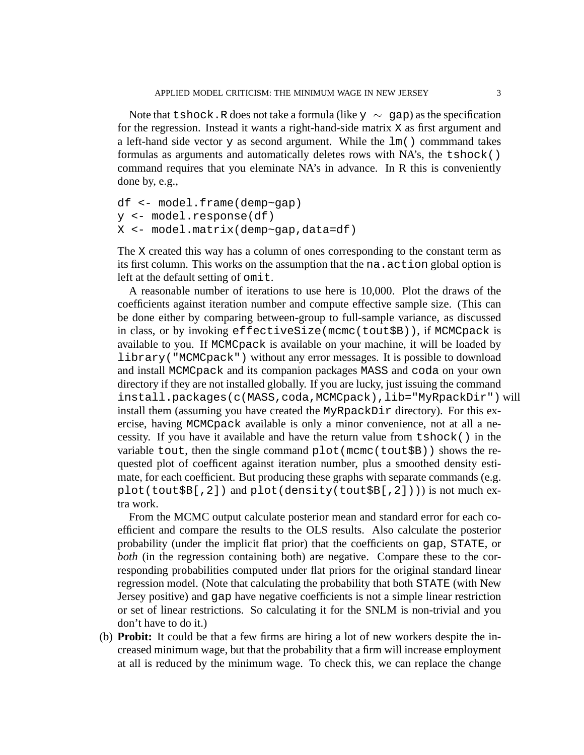Note that `tshock.R` does not take a formula (like `y ~ gap`) as the specification for the regression. Instead it wants a right-hand-side matrix `X` as first argument and a left-hand side vector `y` as second argument. While the `lm()` commmand takes formulas as arguments and automatically deletes rows with NA's, the `tshock()` command requires that you eleminate NA's in advance. In R this is conveniently done by, e.g.,

```
df <- model.frame(demp~gap)
y <- model.response(df)
X <- model.matrix(demp~gap,data=df)
```

The `X` created this way has a column of ones corresponding to the constant term as its first column. This works on the assumption that the `na.action` global option is left at the default setting of `omit`.

A reasonable number of iterations to use here is 10,000. Plot the draws of the coefficients against iteration number and compute effective sample size. (This can be done either by comparing between-group to full-sample variance, as discussed in class, or by invoking `effectiveSize(mcmc(tout$B))`, if `MCMCpack` is available to you. If `MCMCpack` is available on your machine, it will be loaded by `library("MCMCpack")` without any error messages. It is possible to download and install `MCMCpack` and its companion packages `MASS` and `coda` on your own directory if they are not installed globally. If you are lucky, just issuing the command `install.packages(c(MASS,coda,MCMCpack),lib="MyRpackDir")` will install them (assuming you have created the `MyRpackDir` directory). For this exercise, having `MCMCpack` available is only a minor convenience, not at all a necessity. If you have it available and have the return value from `tshock()` in the variable `tout`, then the single command `plot(mcmc(tout$B))` shows the requested plot of coefficent against iteration number, plus a smoothed density estimate, for each coefficient. But producing these graphs with separate commands (e.g. `plot(tout$B[,2])` and `plot(density(tout$B[,2]))`) is not much extra work.

From the MCMC output calculate posterior mean and standard error for each coefficient and compare the results to the OLS results. Also calculate the posterior probability (under the implicit flat prior) that the coefficients on `gap`, `STATE`, or *both* (in the regression containing both) are negative. Compare these to the corresponding probabilities computed under flat priors for the original standard linear regression model. (Note that calculating the probability that both `STATE` (with New Jersey positive) and `gap` have negative coefficients is not a simple linear restriction or set of linear restrictions. So calculating it for the SNLM is non-trivial and you don't have to do it.)

(b) **Probit:** It could be that a few firms are hiring a lot of new workers despite the increased minimum wage, but that the probability that a firm will increase employment at all is reduced by the minimum wage. To check this, we can replace the change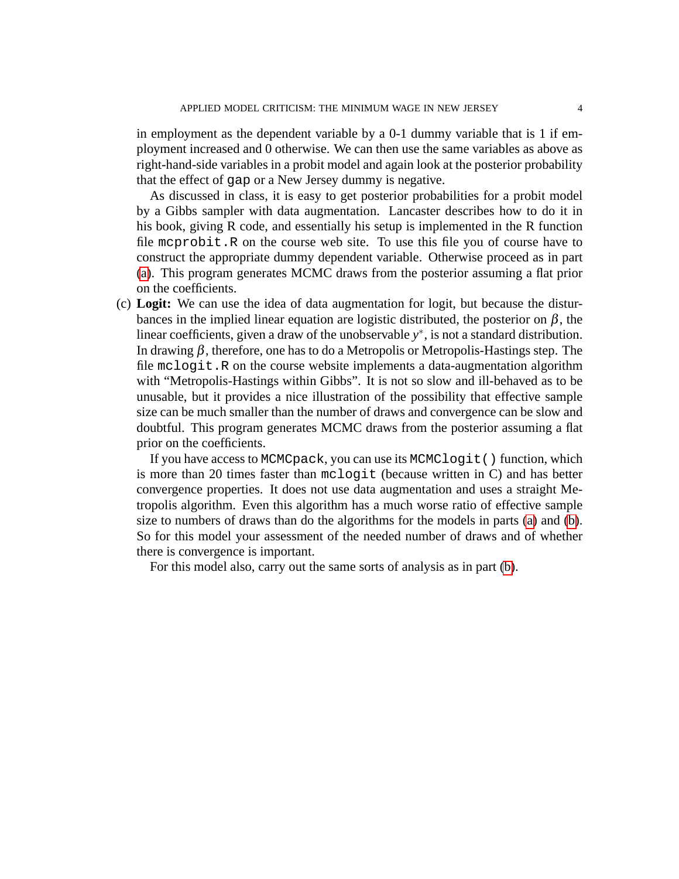in employment as the dependent variable by a 0-1 dummy variable that is 1 if employment increased and 0 otherwise. We can then use the same variables as above as right-hand-side variables in a probit model and again look at the posterior probability that the effect of `gap` or a New Jersey dummy is negative.

As discussed in class, it is easy to get posterior probabilities for a probit model by a Gibbs sampler with data augmentation. Lancaster describes how to do it in his book, giving R code, and essentially his setup is implemented in the R function file `mcprobit.R` on the course web site. To use this file you of course have to construct the appropriate dummy dependent variable. Otherwise proceed as in part (a). This program generates MCMC draws from the posterior assuming a flat prior on the coefficients.

(c) **Logit:** We can use the idea of data augmentation for logit, but because the disturbances in the implied linear equation are logistic distributed, the posterior on $\beta$, the linear coefficients, given a draw of the unobservable $y^*$, is not a standard distribution. In drawing $\beta$, therefore, one has to do a Metropolis or Metropolis-Hastings step. The file `mclogit.R` on the course website implements a data-augmentation algorithm with "Metropolis-Hastings within Gibbs". It is not so slow and ill-behaved as to be unusable, but it provides a nice illustration of the possibility that effective sample size can be much smaller than the number of draws and convergence can be slow and doubtful. This program generates MCMC draws from the posterior assuming a flat prior on the coefficients.

If you have access to `MCMCpack`, you can use its `MCMClogit()` function, which is more than 20 times faster than `mclogit` (because written in C) and has better convergence properties. It does not use data augmentation and uses a straight Metropolis algorithm. Even this algorithm has a much worse ratio of effective sample size to numbers of draws than do the algorithms for the models in parts (a) and (b). So for this model your assessment of the needed number of draws and of whether there is convergence is important.

For this model also, carry out the same sorts of analysis as in part (b).